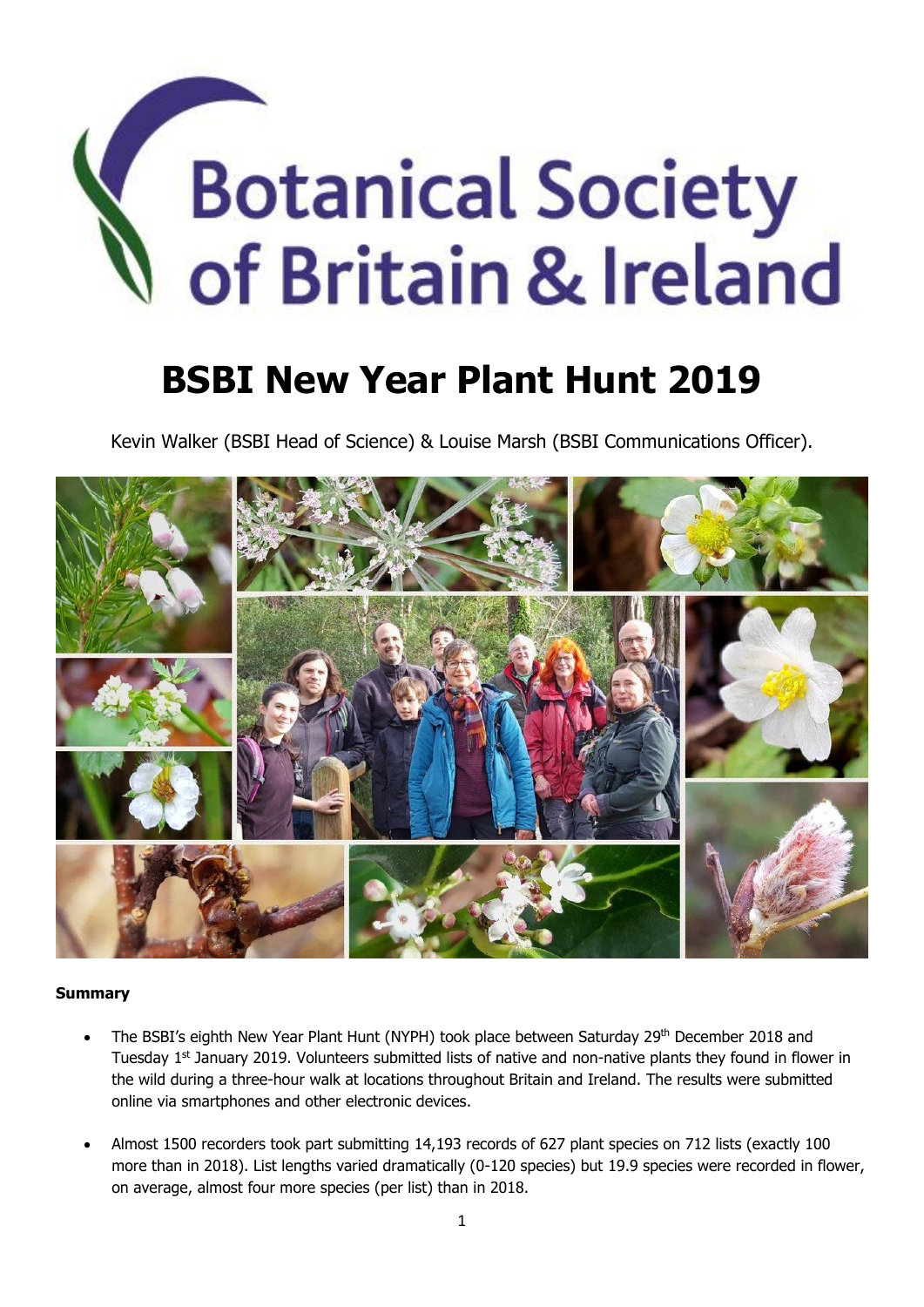# BSBI New Year Plant Hunt 2019

Kevin Walker (BSBI Head of Science) & Louise Marsh (BSBI Communications Officer).

**Summary**

- The BSBI's eighth New Year Plant Hunt (NYPH) took place between Saturday 29th December 2018 and Tuesday 1st January 2019. Volunteers submitted lists of native and non-native plants they found in flower in the wild during a three-hour walk at locations throughout Britain and Ireland. The results were submitted online via smartphones and other electronic devices.

- Almost 1500 recorders took part submitting 14,193 records of 627 plant species on 712 lists (exactly 100 more than in 2018). List lengths varied dramatically (0-120 species) but 19.9 species were recorded in flower, on average, almost four more species (per list) than in 2018.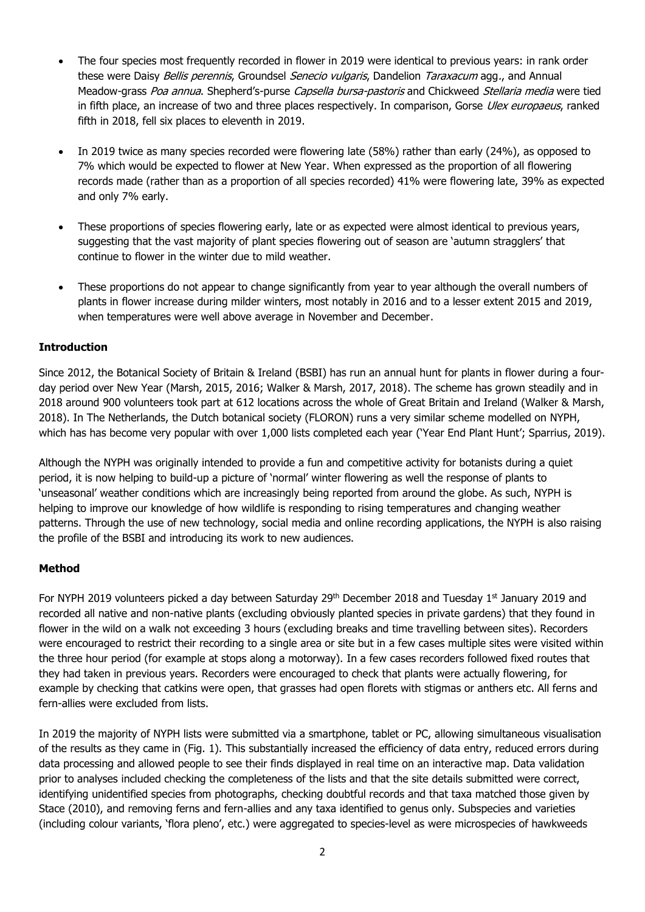- The four species most frequently recorded in flower in 2019 were identical to previous years: in rank order these were Daisy *Bellis perennis*, Groundsel *Senecio vulgaris*, Dandelion *Taraxacum* agg., and Annual Meadow-grass *Poa annua*. Shepherd's-purse *Capsella bursa-pastoris* and Chickweed *Stellaria media* were tied in fifth place, an increase of two and three places respectively. In comparison, Gorse *Ulex europaeus*, ranked fifth in 2018, fell six places to eleventh in 2019.

- In 2019 twice as many species recorded were flowering late (58%) rather than early (24%), as opposed to 7% which would be expected to flower at New Year. When expressed as the proportion of all flowering records made (rather than as a proportion of all species recorded) 41% were flowering late, 39% as expected and only 7% early.

- These proportions of species flowering early, late or as expected were almost identical to previous years, suggesting that the vast majority of plant species flowering out of season are 'autumn stragglers' that continue to flower in the winter due to mild weather.

- These proportions do not appear to change significantly from year to year although the overall numbers of plants in flower increase during milder winters, most notably in 2016 and to a lesser extent 2015 and 2019, when temperatures were well above average in November and December.

## Introduction

Since 2012, the Botanical Society of Britain & Ireland (BSBI) has run an annual hunt for plants in flower during a four-day period over New Year (Marsh, 2015, 2016; Walker & Marsh, 2017, 2018). The scheme has grown steadily and in 2018 around 900 volunteers took part at 612 locations across the whole of Great Britain and Ireland (Walker & Marsh, 2018). In The Netherlands, the Dutch botanical society (FLORON) runs a very similar scheme modelled on NYPH, which has has become very popular with over 1,000 lists completed each year ('Year End Plant Hunt'; Sparrius, 2019).

Although the NYPH was originally intended to provide a fun and competitive activity for botanists during a quiet period, it is now helping to build-up a picture of 'normal' winter flowering as well the response of plants to 'unseasonal' weather conditions which are increasingly being reported from around the globe. As such, NYPH is helping to improve our knowledge of how wildlife is responding to rising temperatures and changing weather patterns. Through the use of new technology, social media and online recording applications, the NYPH is also raising the profile of the BSBI and introducing its work to new audiences.

## Method

For NYPH 2019 volunteers picked a day between Saturday 29th December 2018 and Tuesday 1st January 2019 and recorded all native and non-native plants (excluding obviously planted species in private gardens) that they found in flower in the wild on a walk not exceeding 3 hours (excluding breaks and time travelling between sites). Recorders were encouraged to restrict their recording to a single area or site but in a few cases multiple sites were visited within the three hour period (for example at stops along a motorway). In a few cases recorders followed fixed routes that they had taken in previous years. Recorders were encouraged to check that plants were actually flowering, for example by checking that catkins were open, that grasses had open florets with stigmas or anthers etc. All ferns and fern-allies were excluded from lists.

In 2019 the majority of NYPH lists were submitted via a smartphone, tablet or PC, allowing simultaneous visualisation of the results as they came in (Fig. 1). This substantially increased the efficiency of data entry, reduced errors during data processing and allowed people to see their finds displayed in real time on an interactive map. Data validation prior to analyses included checking the completeness of the lists and that the site details submitted were correct, identifying unidentified species from photographs, checking doubtful records and that taxa matched those given by Stace (2010), and removing ferns and fern-allies and any taxa identified to genus only. Subspecies and varieties (including colour variants, 'flora pleno', etc.) were aggregated to species-level as were microspecies of hawkweeds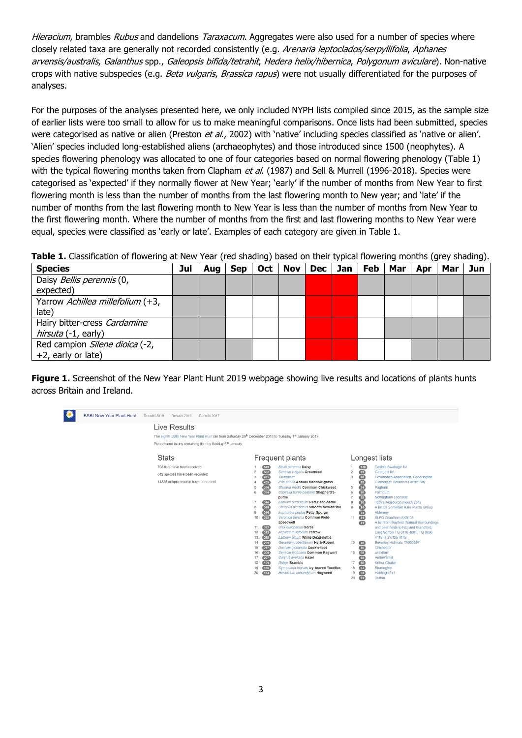*Hieracium*, brambles *Rubus* and dandelions *Taraxacum*. Aggregates were also used for a number of species where closely related taxa are generally not recorded consistently (e.g. *Arenaria leptoclados/serpyllifolia*, *Aphanes arvensis/australis*, *Galanthus* spp., *Galeopsis bifida/tetrahit*, *Hedera helix/hibernica*, *Polygonum aviculare*). Non-native crops with native subspecies (e.g. *Beta vulgaris*, *Brassica rapus*) were not usually differentiated for the purposes of analyses.

For the purposes of the analyses presented here, we only included NYPH lists compiled since 2015, as the sample size of earlier lists were too small to allow for us to make meaningful comparisons. Once lists had been submitted, species were categorised as native or alien (Preston *et al*., 2002) with 'native' including species classified as 'native or alien'. 'Alien' species included long-established aliens (archaeophytes) and those introduced since 1500 (neophytes). A species flowering phenology was allocated to one of four categories based on normal flowering phenology (Table 1) with the typical flowering months taken from Clapham *et al*. (1987) and Sell & Murrell (1996-2018). Species were categorised as 'expected' if they normally flower at New Year; 'early' if the number of months from New Year to first flowering month is less than the number of months from the last flowering month to New year; and 'late' if the number of months from the last flowering month to New Year is less than the number of months from New Year to the first flowering month. Where the number of months from the first and last flowering months to New Year were equal, species were classified as 'early or late'. Examples of each category are given in Table 1.

**Table 1.** Classification of flowering at New Year (red shading) based on their typical flowering months (grey shading).

| Species | Jul | Aug | Sep | Oct | Nov | Dec | Jan | Feb | Mar | Apr | Mar | Jun |
|---|---|---|---|---|---|---|---|---|---|---|---|---|
| Daisy *Bellis perennis* (0, expected) | | | | | | | | | | | | |
| Yarrow *Achillea millefolium* (+3, late) | | | | | | | | | | | | |
| Hairy bitter-cress *Cardamine hirsuta* (-1, early) | | | | | | | | | | | | |
| Red campion *Silene dioica* (-2, +2, early or late) | | | | | | | | | | | | |

**Figure 1.** Screenshot of the New Year Plant Hunt 2019 webpage showing live results and locations of plants hunts across Britain and Ireland.

BSBI New Year Plant Hunt | Results 2019 | Results 2018 | Results 2017

Live Results

The eighth BSBI New Year Plant Hunt ran from Saturday 29th December 2018 to Tuesday 1st January 2019.

Please send in any remaining lists by Sunday 6th January.

Stats

708 lists have been received

642 species have been recorded

14325 unique records have been sent

Frequent plants

1 549 *Bellis perennis* Daisy
2 502 *Senecio vulgaris* Groundsel
3 485 *Taraxacum*
4 455 *Poa annua* Annual Meadow-grass
5 386 *Stellaria media* Common Chickweed
6 384 *Capsella bursa-pastoris* Shepherd's-purse
7 376 *Lamium purpureum* Red Dead-nettle
8 349 *Sonchus oleraceus* Smooth Sow-thistle
9 346 *Euphorbia peplus* Petty Spurge
10 328 *Veronica persica* Common Field-speedwell
11 322 *Ulex europaeus* Gorse
12 312 *Achillea millefolium* Yarrow
13 273 *Lamium album* White Dead-nettle
14 259 *Geranium robertianum* Herb-Robert
15 217 *Dactylis glomerata* Cock's-foot
16 208 *Senecio jacobaea* Common Ragwort
17 207 *Corylus avellana* Hazel
18 191 *Rubus* Bramble
19 186 *Cymbalaria muralis* Ivy-leaved Toadflax
20 184 *Heracleum sphondylium* Hogweed

Longest lists

1 120 David's Swanage list
2 89 George's list
3 88 Devonshire Association, Goodrington
88 Glamorgan Botanists Cardiff Bay
5 84 Pagham
6 80 Falmouth
7 78 Nottingham Leenside
8 76 Toby's Aldeburgh mooch 2019
9 74 A list by Somerset Rare Plants Group
74 Alderney
11 71 SLFG Grantham SK9136
71 A list from Bayfield (Natural Surroundings and beet fields to NE) and Glandford, East Norfolk TG 0476 4081, TG 0496 4119, TG 0425 4149
13 70 Beverley Hull nats TA050397
70 Chichester
15 68 wrexham
68 Amber's list
17 66 Arthur Chater
18 63 Storrington
19 62 Hastings 3+1
20 61 Ruthin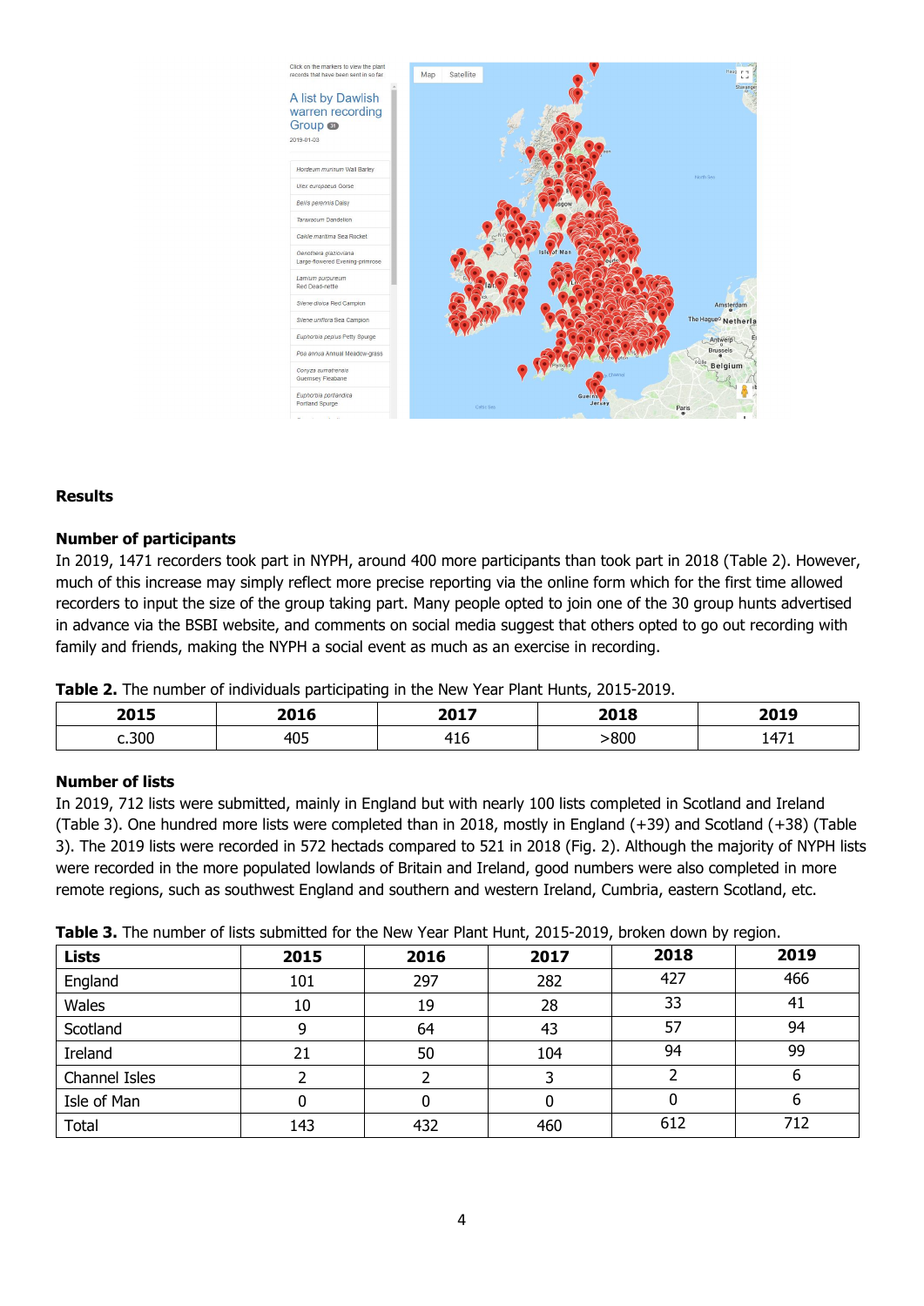## Results

### Number of participants

In 2019, 1471 recorders took part in NYPH, around 400 more participants than took part in 2018 (Table 2). However, much of this increase may simply reflect more precise reporting via the online form which for the first time allowed recorders to input the size of the group taking part. Many people opted to join one of the 30 group hunts advertised in advance via the BSBI website, and comments on social media suggest that others opted to go out recording with family and friends, making the NYPH a social event as much as an exercise in recording.

**Table 2.** The number of individuals participating in the New Year Plant Hunts, 2015-2019.

| 2015 | 2016 | 2017 | 2018 | 2019 |
|---|---|---|---|---|
| c.300 | 405 | 416 | >800 | 1471 |

### Number of lists

In 2019, 712 lists were submitted, mainly in England but with nearly 100 lists completed in Scotland and Ireland (Table 3). One hundred more lists were completed than in 2018, mostly in England (+39) and Scotland (+38) (Table 3). The 2019 lists were recorded in 572 hectads compared to 521 in 2018 (Fig. 2). Although the majority of NYPH lists were recorded in the more populated lowlands of Britain and Ireland, good numbers were also completed in more remote regions, such as southwest England and southern and western Ireland, Cumbria, eastern Scotland, etc.

**Table 3.** The number of lists submitted for the New Year Plant Hunt, 2015-2019, broken down by region.

| Lists | 2015 | 2016 | 2017 | 2018 | 2019 |
|---|---|---|---|---|---|
| England | 101 | 297 | 282 | 427 | 466 |
| Wales | 10 | 19 | 28 | 33 | 41 |
| Scotland | 9 | 64 | 43 | 57 | 94 |
| Ireland | 21 | 50 | 104 | 94 | 99 |
| Channel Isles | 2 | 2 | 3 | 2 | 6 |
| Isle of Man | 0 | 0 | 0 | 0 | 6 |
| Total | 143 | 432 | 460 | 612 | 712 |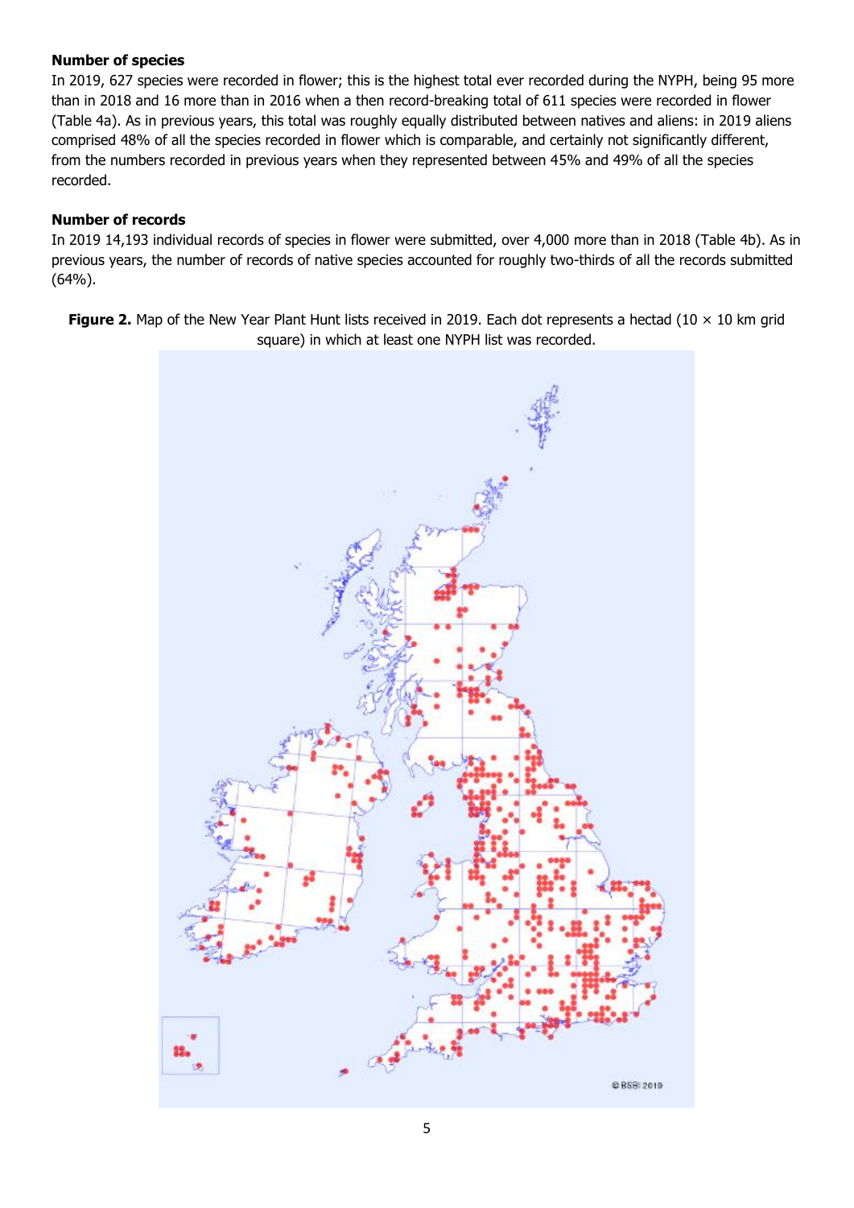**Number of species**

In 2019, 627 species were recorded in flower; this is the highest total ever recorded during the NYPH, being 95 more than in 2018 and 16 more than in 2016 when a then record-breaking total of 611 species were recorded in flower (Table 4a). As in previous years, this total was roughly equally distributed between natives and aliens: in 2019 aliens comprised 48% of all the species recorded in flower which is comparable, and certainly not significantly different, from the numbers recorded in previous years when they represented between 45% and 49% of all the species recorded.

**Number of records**

In 2019 14,193 individual records of species in flower were submitted, over 4,000 more than in 2018 (Table 4b). As in previous years, the number of records of native species accounted for roughly two-thirds of all the records submitted (64%).

**Figure 2.** Map of the New Year Plant Hunt lists received in 2019. Each dot represents a hectad (10 × 10 km grid square) in which at least one NYPH list was recorded.

© BSBI 2019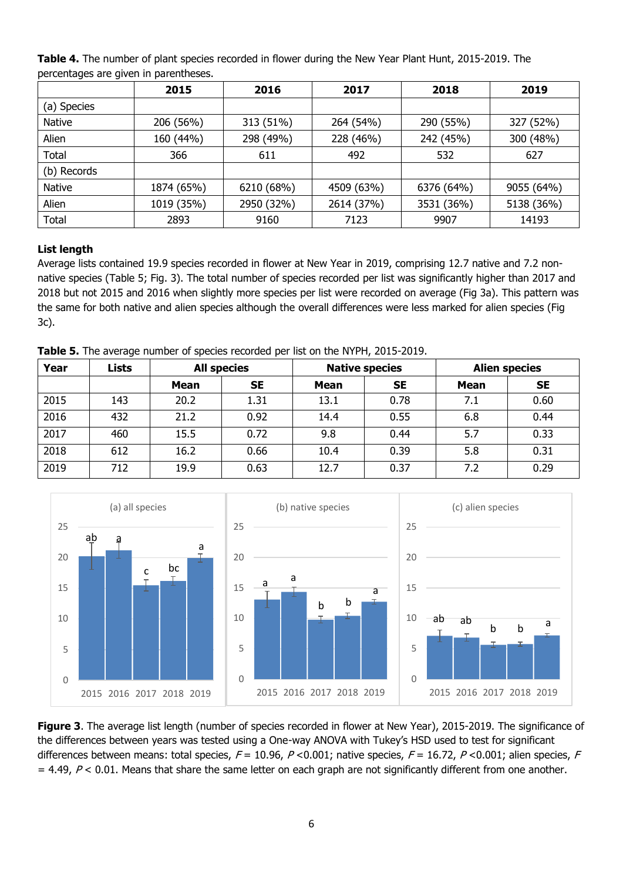**Table 4.** The number of plant species recorded in flower during the New Year Plant Hunt, 2015-2019. The percentages are given in parentheses.

| | 2015 | 2016 | 2017 | 2018 | 2019 |
|---|---|---|---|---|---|
| (a) Species | | | | | |
| Native | 206 (56%) | 313 (51%) | 264 (54%) | 290 (55%) | 327 (52%) |
| Alien | 160 (44%) | 298 (49%) | 228 (46%) | 242 (45%) | 300 (48%) |
| Total | 366 | 611 | 492 | 532 | 627 |
| (b) Records | | | | | |
| Native | 1874 (65%) | 6210 (68%) | 4509 (63%) | 6376 (64%) | 9055 (64%) |
| Alien | 1019 (35%) | 2950 (32%) | 2614 (37%) | 3531 (36%) | 5138 (36%) |
| Total | 2893 | 9160 | 7123 | 9907 | 14193 |

**List length**

Average lists contained 19.9 species recorded in flower at New Year in 2019, comprising 12.7 native and 7.2 non-native species (Table 5; Fig. 3). The total number of species recorded per list was significantly higher than 2017 and 2018 but not 2015 and 2016 when slightly more species per list were recorded on average (Fig 3a). This pattern was the same for both native and alien species although the overall differences were less marked for alien species (Fig 3c).

**Table 5.** The average number of species recorded per list on the NYPH, 2015-2019.

| Year | Lists | All species | | Native species | | Alien species | |
|---|---|---|---|---|---|---|---|
| | | Mean | SE | Mean | SE | Mean | SE |
| 2015 | 143 | 20.2 | 1.31 | 13.1 | 0.78 | 7.1 | 0.60 |
| 2016 | 432 | 21.2 | 0.92 | 14.4 | 0.55 | 6.8 | 0.44 |
| 2017 | 460 | 15.5 | 0.72 | 9.8 | 0.44 | 5.7 | 0.33 |
| 2018 | 612 | 16.2 | 0.66 | 10.4 | 0.39 | 5.8 | 0.31 |
| 2019 | 712 | 19.9 | 0.63 | 12.7 | 0.37 | 7.2 | 0.29 |

(a) all species

25
20
15
10
5
0

ab a c bc a

2015 2016 2017 2018 2019

(b) native species

25
20
15
10
5
0

a a b b a

2015 2016 2017 2018 2019

(c) alien species

25
20
15
10
5
0

ab ab b b a

2015 2016 2017 2018 2019

**Figure 3**. The average list length (number of species recorded in flower at New Year), 2015-2019. The significance of the differences between years was tested using a One-way ANOVA with Tukey's HSD used to test for significant differences between means: total species, $F = 10.96$, $P < 0.001$; native species, $F = 16.72$, $P < 0.001$; alien species, $F = 4.49$, $P < 0.01$. Means that share the same letter on each graph are not significantly different from one another.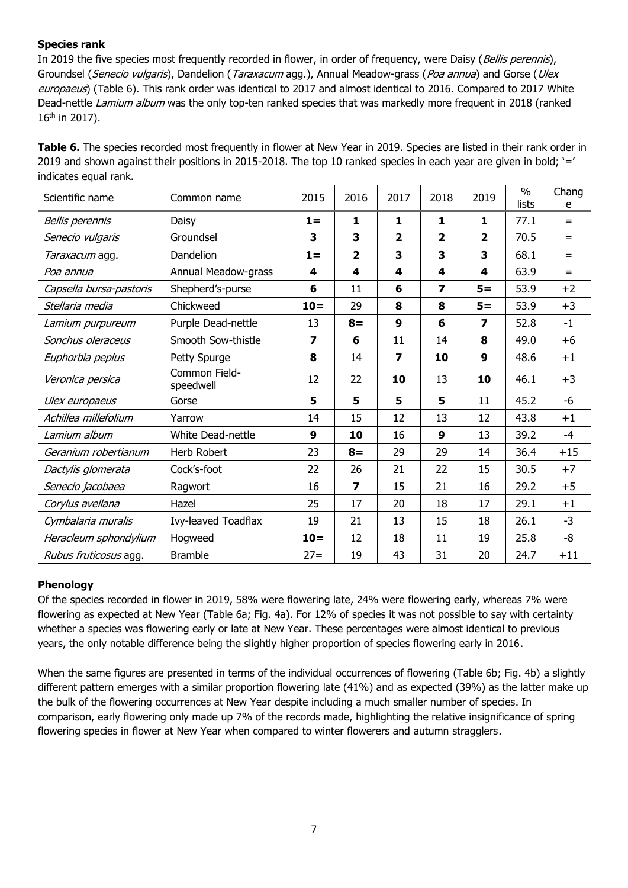**Species rank**

In 2019 the five species most frequently recorded in flower, in order of frequency, were Daisy (*Bellis perennis*), Groundsel (*Senecio vulgaris*), Dandelion (*Taraxacum* agg.), Annual Meadow-grass (*Poa annua*) and Gorse (*Ulex europaeus*) (Table 6). This rank order was identical to 2017 and almost identical to 2016. Compared to 2017 White Dead-nettle *Lamium album* was the only top-ten ranked species that was markedly more frequent in 2018 (ranked 16th in 2017).

**Table 6.** The species recorded most frequently in flower at New Year in 2019. Species are listed in their rank order in 2019 and shown against their positions in 2015-2018. The top 10 ranked species in each year are given in bold; '=' indicates equal rank.

| Scientific name | Common name | 2015 | 2016 | 2017 | 2018 | 2019 | % lists | Change |
|---|---|---|---|---|---|---|---|---|
| *Bellis perennis* | Daisy | **1=** | **1** | **1** | **1** | **1** | 77.1 | = |
| *Senecio vulgaris* | Groundsel | **3** | **3** | **2** | **2** | **2** | 70.5 | = |
| *Taraxacum* agg. | Dandelion | **1=** | **2** | **3** | **3** | **3** | 68.1 | = |
| *Poa annua* | Annual Meadow-grass | **4** | **4** | **4** | **4** | **4** | 63.9 | = |
| *Capsella bursa-pastoris* | Shepherd's-purse | **6** | 11 | **6** | **7** | **5=** | 53.9 | +2 |
| *Stellaria media* | Chickweed | **10=** | 29 | **8** | **8** | **5=** | 53.9 | +3 |
| *Lamium purpureum* | Purple Dead-nettle | 13 | **8=** | **9** | **6** | **7** | 52.8 | -1 |
| *Sonchus oleraceus* | Smooth Sow-thistle | **7** | **6** | 11 | 14 | **8** | 49.0 | +6 |
| *Euphorbia peplus* | Petty Spurge | **8** | 14 | **7** | **10** | **9** | 48.6 | +1 |
| *Veronica persica* | Common Field-speedwell | 12 | 22 | **10** | 13 | **10** | 46.1 | +3 |
| *Ulex europaeus* | Gorse | **5** | **5** | **5** | **5** | 11 | 45.2 | -6 |
| *Achillea millefolium* | Yarrow | 14 | 15 | 12 | 13 | 12 | 43.8 | +1 |
| *Lamium album* | White Dead-nettle | **9** | **10** | 16 | **9** | 13 | 39.2 | -4 |
| *Geranium robertianum* | Herb Robert | 23 | **8=** | 29 | 29 | 14 | 36.4 | +15 |
| *Dactylis glomerata* | Cock's-foot | 22 | 26 | 21 | 22 | 15 | 30.5 | +7 |
| *Senecio jacobaea* | Ragwort | 16 | **7** | 15 | 21 | 16 | 29.2 | +5 |
| *Corylus avellana* | Hazel | 25 | 17 | 20 | 18 | 17 | 29.1 | +1 |
| *Cymbalaria muralis* | Ivy-leaved Toadflax | 19 | 21 | 13 | 15 | 18 | 26.1 | -3 |
| *Heracleum sphondylium* | Hogweed | **10=** | 12 | 18 | 11 | 19 | 25.8 | -8 |
| *Rubus fruticosus* agg. | Bramble | 27= | 19 | 43 | 31 | 20 | 24.7 | +11 |

**Phenology**

Of the species recorded in flower in 2019, 58% were flowering late, 24% were flowering early, whereas 7% were flowering as expected at New Year (Table 6a; Fig. 4a). For 12% of species it was not possible to say with certainty whether a species was flowering early or late at New Year. These percentages were almost identical to previous years, the only notable difference being the slightly higher proportion of species flowering early in 2016.

When the same figures are presented in terms of the individual occurrences of flowering (Table 6b; Fig. 4b) a slightly different pattern emerges with a similar proportion flowering late (41%) and as expected (39%) as the latter make up the bulk of the flowering occurrences at New Year despite including a much smaller number of species. In comparison, early flowering only made up 7% of the records made, highlighting the relative insignificance of spring flowering species in flower at New Year when compared to winter flowerers and autumn stragglers.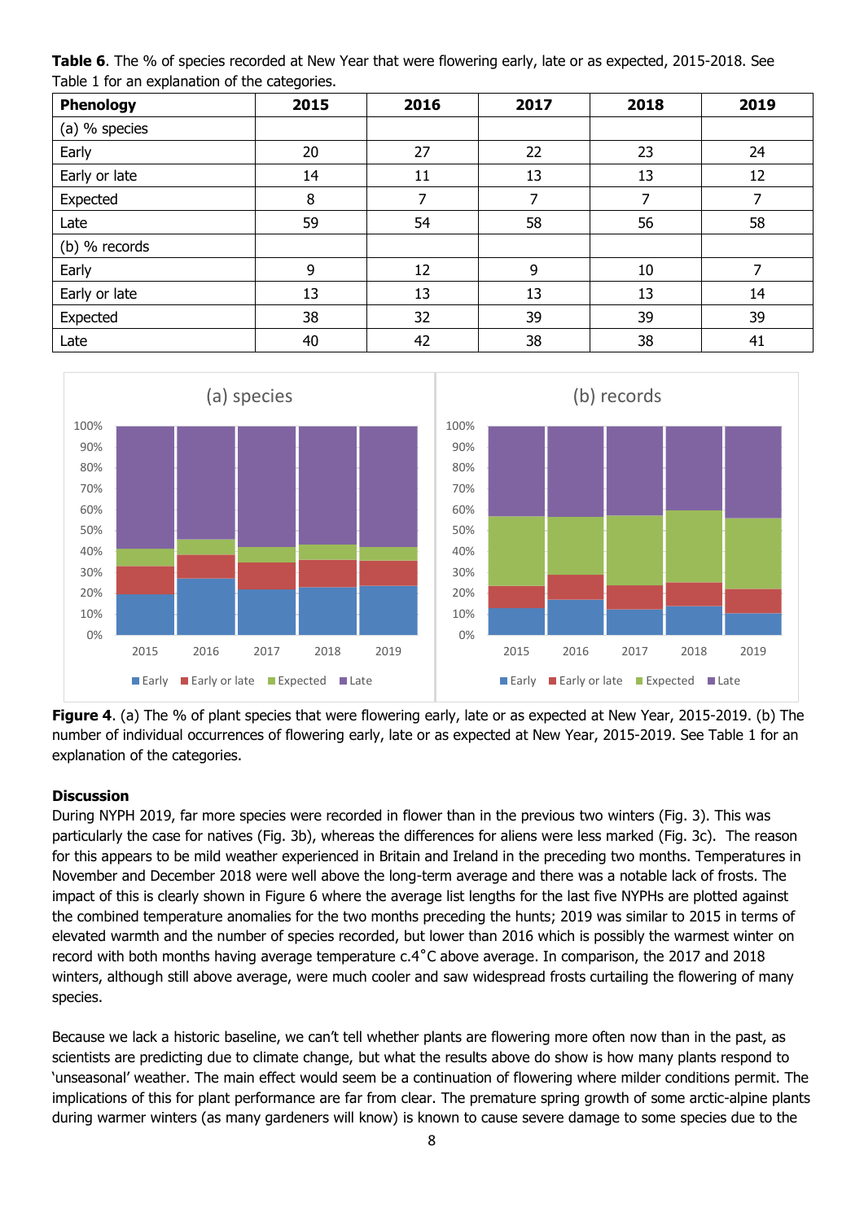**Table 6**. The % of species recorded at New Year that were flowering early, late or as expected, 2015-2018. See Table 1 for an explanation of the categories.

| Phenology | 2015 | 2016 | 2017 | 2018 | 2019 |
|---|---|---|---|---|---|
| (a) % species | | | | | |
| Early | 20 | 27 | 22 | 23 | 24 |
| Early or late | 14 | 11 | 13 | 13 | 12 |
| Expected | 8 | 7 | 7 | 7 | 7 |
| Late | 59 | 54 | 58 | 56 | 58 |
| (b) % records | | | | | |
| Early | 9 | 12 | 9 | 10 | 7 |
| Early or late | 13 | 13 | 13 | 13 | 14 |
| Expected | 38 | 32 | 39 | 39 | 39 |
| Late | 40 | 42 | 38 | 38 | 41 |

(a) species

100%
90%
80%
70%
60%
50%
40%
30%
20%
10%
0%

2015 2016 2017 2018 2019

Early, Early or late, Expected, Late

(b) records

100%
90%
80%
70%
60%
50%
40%
30%
20%
10%
0%

2015 2016 2017 2018 2019

Early, Early or late, Expected, Late

**Figure 4**. (a) The % of plant species that were flowering early, late or as expected at New Year, 2015-2019. (b) The number of individual occurrences of flowering early, late or as expected at New Year, 2015-2019. See Table 1 for an explanation of the categories.

**Discussion**

During NYPH 2019, far more species were recorded in flower than in the previous two winters (Fig. 3). This was particularly the case for natives (Fig. 3b), whereas the differences for aliens were less marked (Fig. 3c). The reason for this appears to be mild weather experienced in Britain and Ireland in the preceding two months. Temperatures in November and December 2018 were well above the long-term average and there was a notable lack of frosts. The impact of this is clearly shown in Figure 6 where the average list lengths for the last five NYPHs are plotted against the combined temperature anomalies for the two months preceding the hunts; 2019 was similar to 2015 in terms of elevated warmth and the number of species recorded, but lower than 2016 which is possibly the warmest winter on record with both months having average temperature c.4˚C above average. In comparison, the 2017 and 2018 winters, although still above average, were much cooler and saw widespread frosts curtailing the flowering of many species.

Because we lack a historic baseline, we can't tell whether plants are flowering more often now than in the past, as scientists are predicting due to climate change, but what the results above do show is how many plants respond to 'unseasonal' weather. The main effect would seem be a continuation of flowering where milder conditions persist. The implications of this for plant performance are far from clear. The premature spring growth of some arctic-alpine plants during warmer winters (as many gardeners will know) is known to cause severe damage to some species due to the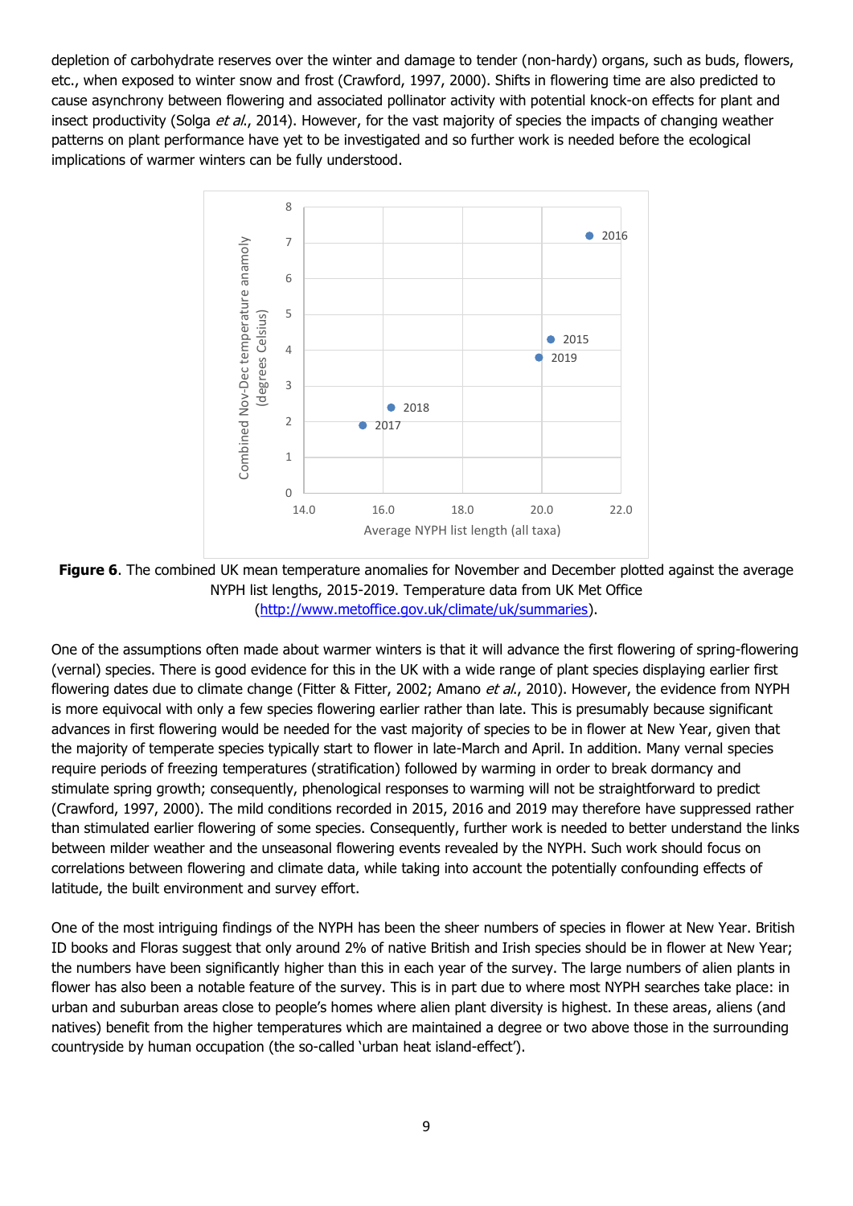depletion of carbohydrate reserves over the winter and damage to tender (non-hardy) organs, such as buds, flowers, etc., when exposed to winter snow and frost (Crawford, 1997, 2000). Shifts in flowering time are also predicted to cause asynchrony between flowering and associated pollinator activity with potential knock-on effects for plant and insect productivity (Solga *et al*., 2014). However, for the vast majority of species the impacts of changing weather patterns on plant performance have yet to be investigated and so further work is needed before the ecological implications of warmer winters can be fully understood.

Combined Nov-Dec temperature anamoly (degrees Celsius)

0
1
2
3
4
5
6
7
8

14.0
16.0
18.0
20.0
22.0

Average NYPH list length (all taxa)

2016
2015
2019
2018
2017

**Figure 6**. The combined UK mean temperature anomalies for November and December plotted against the average NYPH list lengths, 2015-2019. Temperature data from UK Met Office (http://www.metoffice.gov.uk/climate/uk/summaries).

One of the assumptions often made about warmer winters is that it will advance the first flowering of spring-flowering (vernal) species. There is good evidence for this in the UK with a wide range of plant species displaying earlier first flowering dates due to climate change (Fitter & Fitter, 2002; Amano *et al*., 2010). However, the evidence from NYPH is more equivocal with only a few species flowering earlier rather than late. This is presumably because significant advances in first flowering would be needed for the vast majority of species to be in flower at New Year, given that the majority of temperate species typically start to flower in late-March and April. In addition. Many vernal species require periods of freezing temperatures (stratification) followed by warming in order to break dormancy and stimulate spring growth; consequently, phenological responses to warming will not be straightforward to predict (Crawford, 1997, 2000). The mild conditions recorded in 2015, 2016 and 2019 may therefore have suppressed rather than stimulated earlier flowering of some species. Consequently, further work is needed to better understand the links between milder weather and the unseasonal flowering events revealed by the NYPH. Such work should focus on correlations between flowering and climate data, while taking into account the potentially confounding effects of latitude, the built environment and survey effort.

One of the most intriguing findings of the NYPH has been the sheer numbers of species in flower at New Year. British ID books and Floras suggest that only around 2% of native British and Irish species should be in flower at New Year; the numbers have been significantly higher than this in each year of the survey. The large numbers of alien plants in flower has also been a notable feature of the survey. This is in part due to where most NYPH searches take place: in urban and suburban areas close to people's homes where alien plant diversity is highest. In these areas, aliens (and natives) benefit from the higher temperatures which are maintained a degree or two above those in the surrounding countryside by human occupation (the so-called 'urban heat island-effect').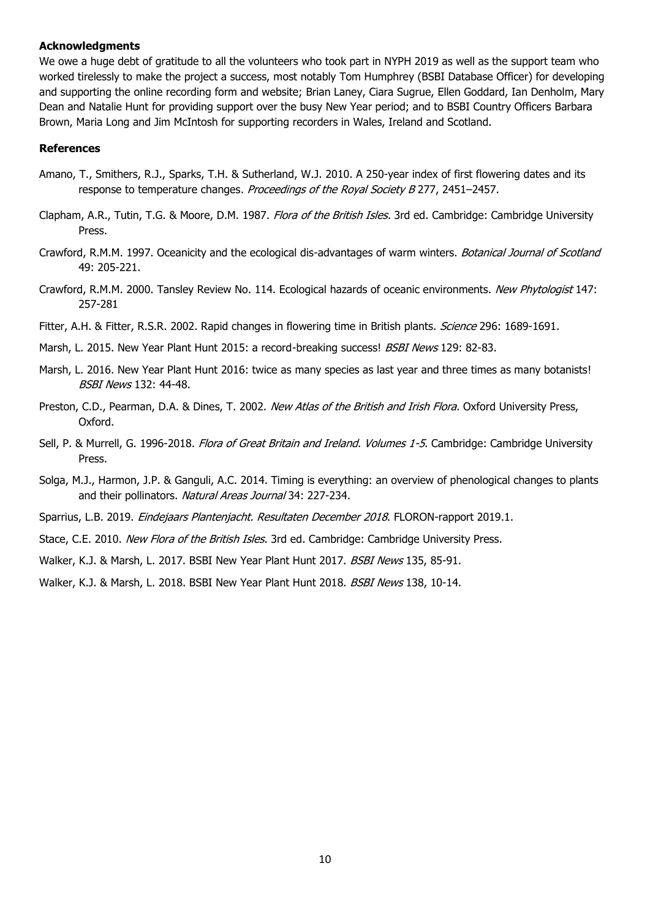**Acknowledgments**

We owe a huge debt of gratitude to all the volunteers who took part in NYPH 2019 as well as the support team who worked tirelessly to make the project a success, most notably Tom Humphrey (BSBI Database Officer) for developing and supporting the online recording form and website; Brian Laney, Ciara Sugrue, Ellen Goddard, Ian Denholm, Mary Dean and Natalie Hunt for providing support over the busy New Year period; and to BSBI Country Officers Barbara Brown, Maria Long and Jim McIntosh for supporting recorders in Wales, Ireland and Scotland.

**References**

Amano, T., Smithers, R.J., Sparks, T.H. & Sutherland, W.J. 2010. A 250-year index of first flowering dates and its response to temperature changes. *Proceedings of the Royal Society B* 277, 2451–2457.

Clapham, A.R., Tutin, T.G. & Moore, D.M. 1987. *Flora of the British Isles*. 3rd ed. Cambridge: Cambridge University Press.

Crawford, R.M.M. 1997. Oceanicity and the ecological dis-advantages of warm winters. *Botanical Journal of Scotland* 49: 205-221.

Crawford, R.M.M. 2000. Tansley Review No. 114. Ecological hazards of oceanic environments. *New Phytologist* 147: 257-281

Fitter, A.H. & Fitter, R.S.R. 2002. Rapid changes in flowering time in British plants. *Science* 296: 1689-1691.

Marsh, L. 2015. New Year Plant Hunt 2015: a record-breaking success! *BSBI News* 129: 82-83.

Marsh, L. 2016. New Year Plant Hunt 2016: twice as many species as last year and three times as many botanists! *BSBI News* 132: 44-48.

Preston, C.D., Pearman, D.A. & Dines, T. 2002. *New Atlas of the British and Irish Flora.* Oxford University Press, Oxford.

Sell, P. & Murrell, G. 1996-2018. *Flora of Great Britain and Ireland. Volumes 1-5*. Cambridge: Cambridge University Press.

Solga, M.J., Harmon, J.P. & Ganguli, A.C. 2014. Timing is everything: an overview of phenological changes to plants and their pollinators. *Natural Areas Journal* 34: 227-234.

Sparrius, L.B. 2019. *Eindejaars Plantenjacht. Resultaten December 2018*. FLORON-rapport 2019.1.

Stace, C.E. 2010. *New Flora of the British Isles*. 3rd ed. Cambridge: Cambridge University Press.

Walker, K.J. & Marsh, L. 2017. BSBI New Year Plant Hunt 2017. *BSBI News* 135, 85-91.

Walker, K.J. & Marsh, L. 2018. BSBI New Year Plant Hunt 2018. *BSBI News* 138, 10-14.